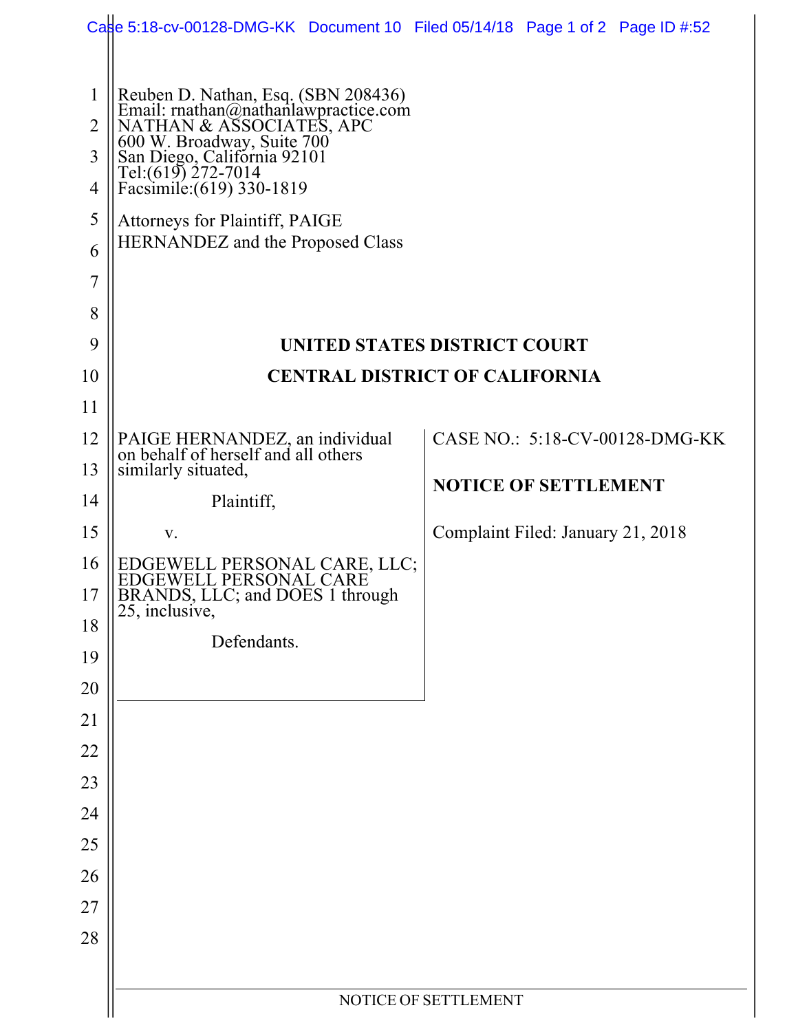Reuben D. Nathan, Esq. (SBN 208436)
Email: rnathan@nathanlawpractice.com
NATHAN & ASSOCIATES, APC
600 W. Broadway, Suite 700
San Diego, California 92101
Tel:(619) 272-7014
Facsimile:(619) 330-1819

Attorneys for Plaintiff, PAIGE HERNANDEZ and the Proposed Class

**UNITED STATES DISTRICT COURT**

**CENTRAL DISTRICT OF CALIFORNIA**

PAIGE HERNANDEZ, an individual on behalf of herself and all others similarly situated,

Plaintiff,

v.

EDGEWELL PERSONAL CARE, LLC; EDGEWELL PERSONAL CARE BRANDS, LLC; and DOES 1 through 25, inclusive,

Defendants.

CASE NO.: 5:18-CV-00128-DMG-KK

**NOTICE OF SETTLEMENT**

Complaint Filed: January 21, 2018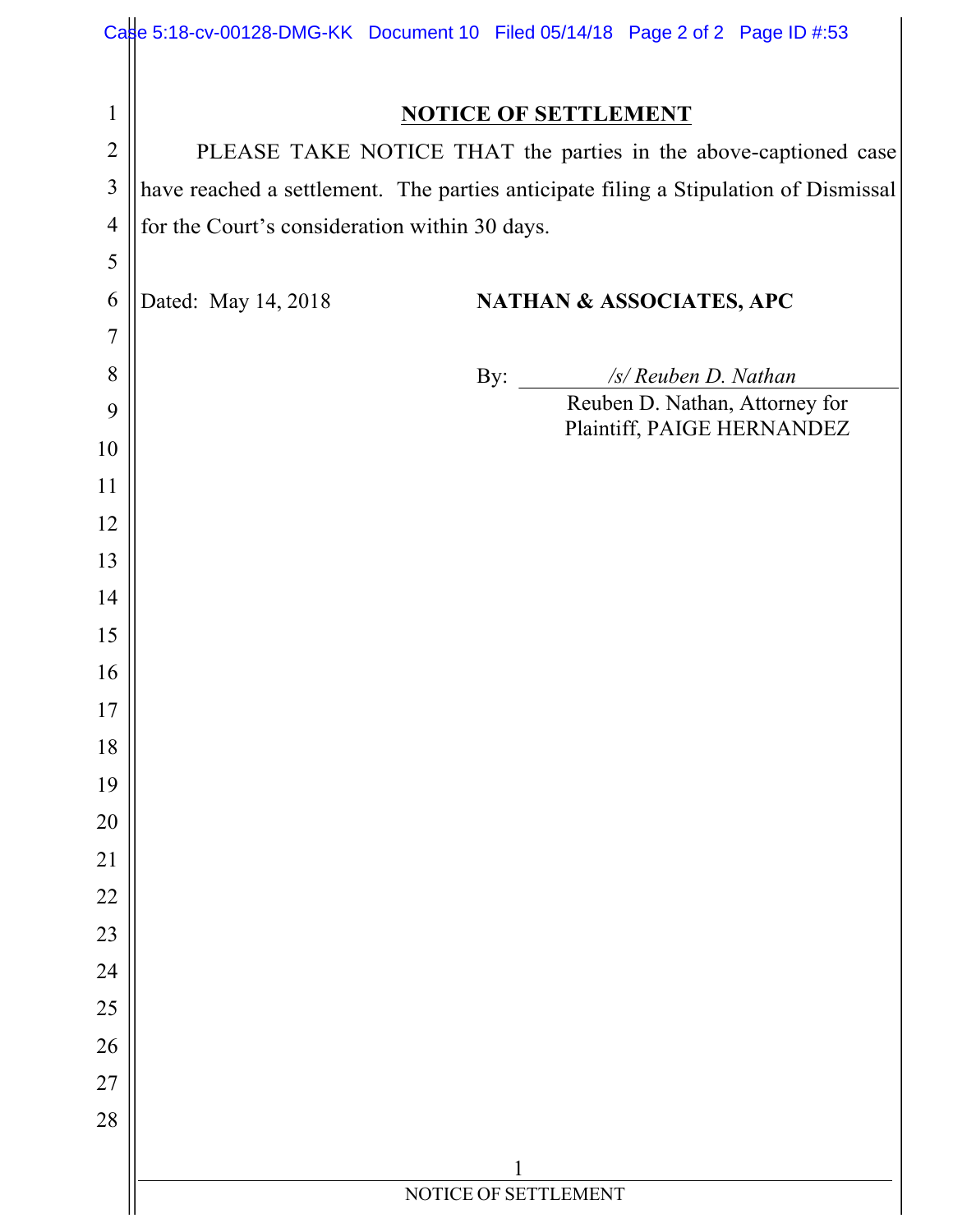# NOTICE OF SETTLEMENT

PLEASE TAKE NOTICE THAT the parties in the above-captioned case have reached a settlement. The parties anticipate filing a Stipulation of Dismissal for the Court's consideration within 30 days.

Dated: May 14, 2018

**NATHAN & ASSOCIATES, APC**

By: */s/ Reuben D. Nathan*
Reuben D. Nathan, Attorney for Plaintiff, PAIGE HERNANDEZ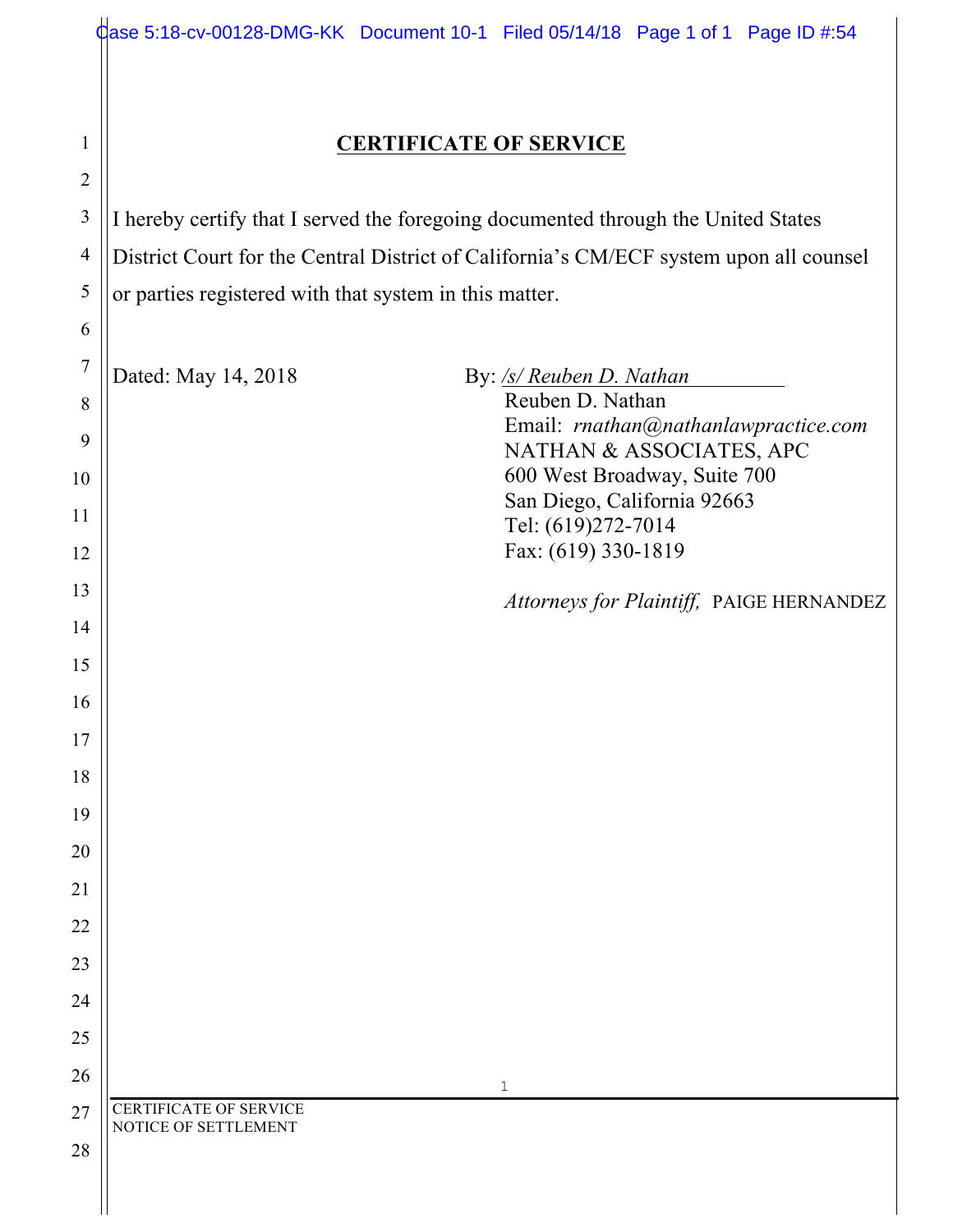# CERTIFICATE OF SERVICE

I hereby certify that I served the foregoing documented through the United States District Court for the Central District of California's CM/ECF system upon all counsel or parties registered with that system in this matter.

Dated: May 14, 2018

By: */s/ Reuben D. Nathan*
Reuben D. Nathan
Email: *rnathan@nathanlawpractice.com*
NATHAN & ASSOCIATES, APC
600 West Broadway, Suite 700
San Diego, California 92663
Tel: (619)272-7014
Fax: (619) 330-1819

*Attorneys for Plaintiff,* PAIGE HERNANDEZ

CERTIFICATE OF SERVICE
NOTICE OF SETTLEMENT